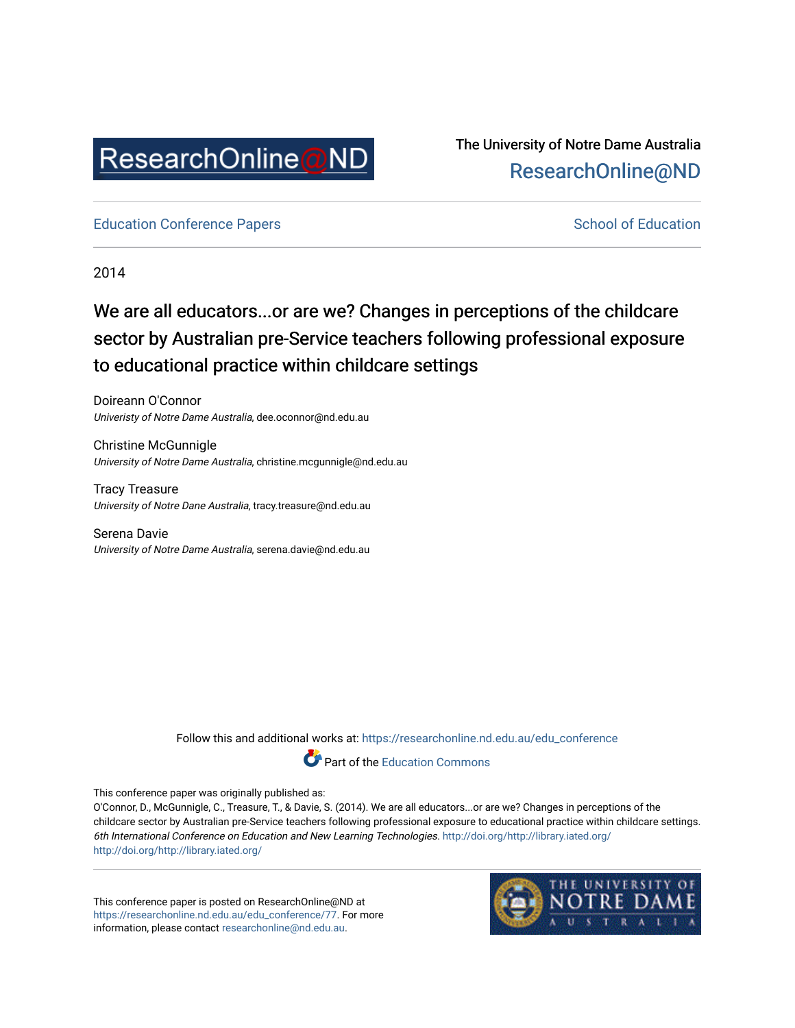ResearchOnline@ND

The University of Notre Dame Australia
ResearchOnline@ND

Education Conference Papers

School of Education

2014

# We are all educators...or are we? Changes in perceptions of the childcare sector by Australian pre-Service teachers following professional exposure to educational practice within childcare settings

Doireann O'Connor
*Univeristy of Notre Dame Australia*, dee.oconnor@nd.edu.au

Christine McGunnigle
*University of Notre Dame Australia*, christine.mcgunnigle@nd.edu.au

Tracy Treasure
*University of Notre Dane Australia*, tracy.treasure@nd.edu.au

Serena Davie
*University of Notre Dame Australia*, serena.davie@nd.edu.au

Follow this and additional works at: https://researchonline.nd.edu.au/edu_conference

Part of the Education Commons

This conference paper was originally published as:
O'Connor, D., McGunnigle, C., Treasure, T., & Davie, S. (2014). We are all educators...or are we? Changes in perceptions of the childcare sector by Australian pre-Service teachers following professional exposure to educational practice within childcare settings. *6th International Conference on Education and New Learning Technologies*. http://doi.org/http://library.iated.org/
http://doi.org/http://library.iated.org/

This conference paper is posted on ResearchOnline@ND at https://researchonline.nd.edu.au/edu_conference/77. For more information, please contact researchonline@nd.edu.au.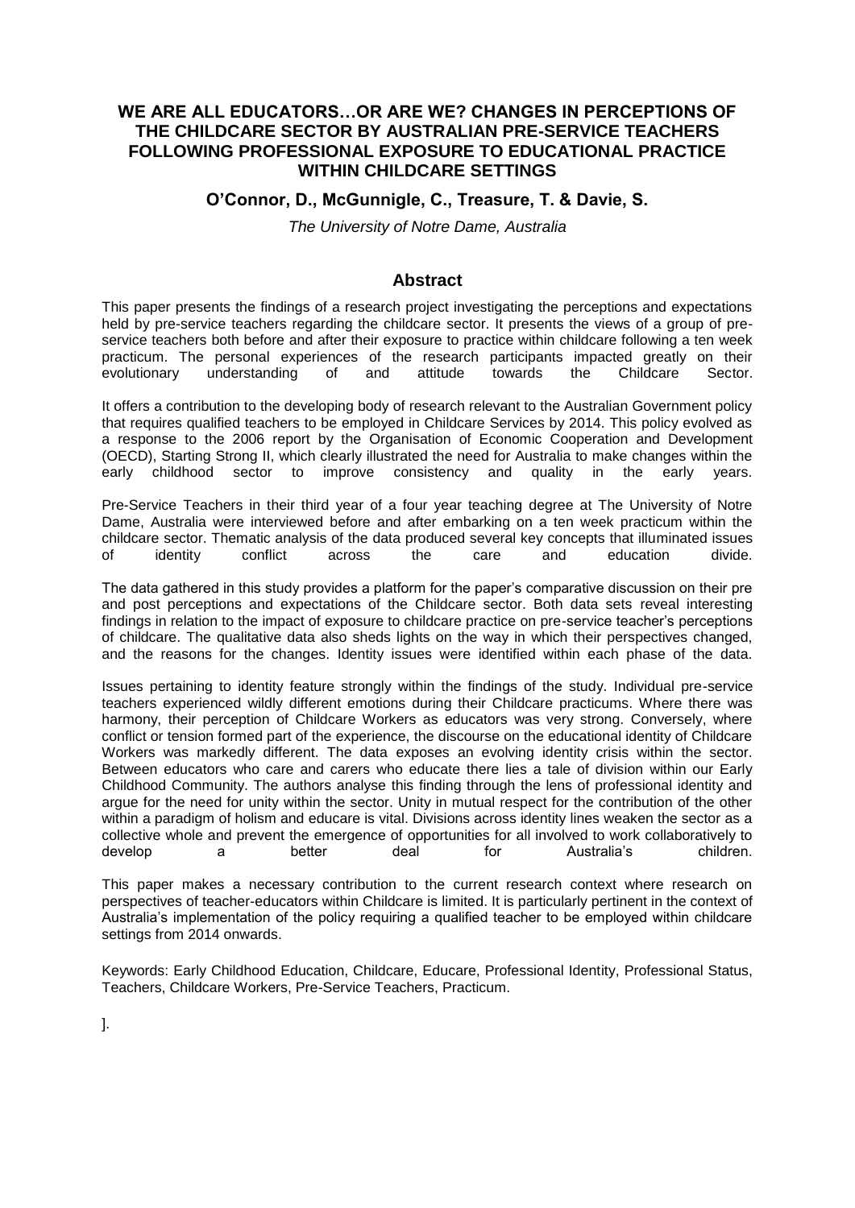# WE ARE ALL EDUCATORS…OR ARE WE? CHANGES IN PERCEPTIONS OF THE CHILDCARE SECTOR BY AUSTRALIAN PRE-SERVICE TEACHERS FOLLOWING PROFESSIONAL EXPOSURE TO EDUCATIONAL PRACTICE WITHIN CHILDCARE SETTINGS

**O'Connor, D., McGunnigle, C., Treasure, T. & Davie, S.**

*The University of Notre Dame, Australia*

## Abstract

This paper presents the findings of a research project investigating the perceptions and expectations held by pre-service teachers regarding the childcare sector. It presents the views of a group of pre-service teachers both before and after their exposure to practice within childcare following a ten week practicum. The personal experiences of the research participants impacted greatly on their evolutionary understanding of and attitude towards the Childcare Sector.

It offers a contribution to the developing body of research relevant to the Australian Government policy that requires qualified teachers to be employed in Childcare Services by 2014. This policy evolved as a response to the 2006 report by the Organisation of Economic Cooperation and Development (OECD), Starting Strong II, which clearly illustrated the need for Australia to make changes within the early childhood sector to improve consistency and quality in the early years.

Pre-Service Teachers in their third year of a four year teaching degree at The University of Notre Dame, Australia were interviewed before and after embarking on a ten week practicum within the childcare sector. Thematic analysis of the data produced several key concepts that illuminated issues of identity conflict across the care and education divide.

The data gathered in this study provides a platform for the paper's comparative discussion on their pre and post perceptions and expectations of the Childcare sector. Both data sets reveal interesting findings in relation to the impact of exposure to childcare practice on pre-service teacher's perceptions of childcare. The qualitative data also sheds lights on the way in which their perspectives changed, and the reasons for the changes. Identity issues were identified within each phase of the data.

Issues pertaining to identity feature strongly within the findings of the study. Individual pre-service teachers experienced wildly different emotions during their Childcare practicums. Where there was harmony, their perception of Childcare Workers as educators was very strong. Conversely, where conflict or tension formed part of the experience, the discourse on the educational identity of Childcare Workers was markedly different. The data exposes an evolving identity crisis within the sector. Between educators who care and carers who educate there lies a tale of division within our Early Childhood Community. The authors analyse this finding through the lens of professional identity and argue for the need for unity within the sector. Unity in mutual respect for the contribution of the other within a paradigm of holism and educare is vital. Divisions across identity lines weaken the sector as a collective whole and prevent the emergence of opportunities for all involved to work collaboratively to develop a better deal for Australia's children.

This paper makes a necessary contribution to the current research context where research on perspectives of teacher-educators within Childcare is limited. It is particularly pertinent in the context of Australia's implementation of the policy requiring a qualified teacher to be employed within childcare settings from 2014 onwards.

Keywords: Early Childhood Education, Childcare, Educare, Professional Identity, Professional Status, Teachers, Childcare Workers, Pre-Service Teachers, Practicum.

].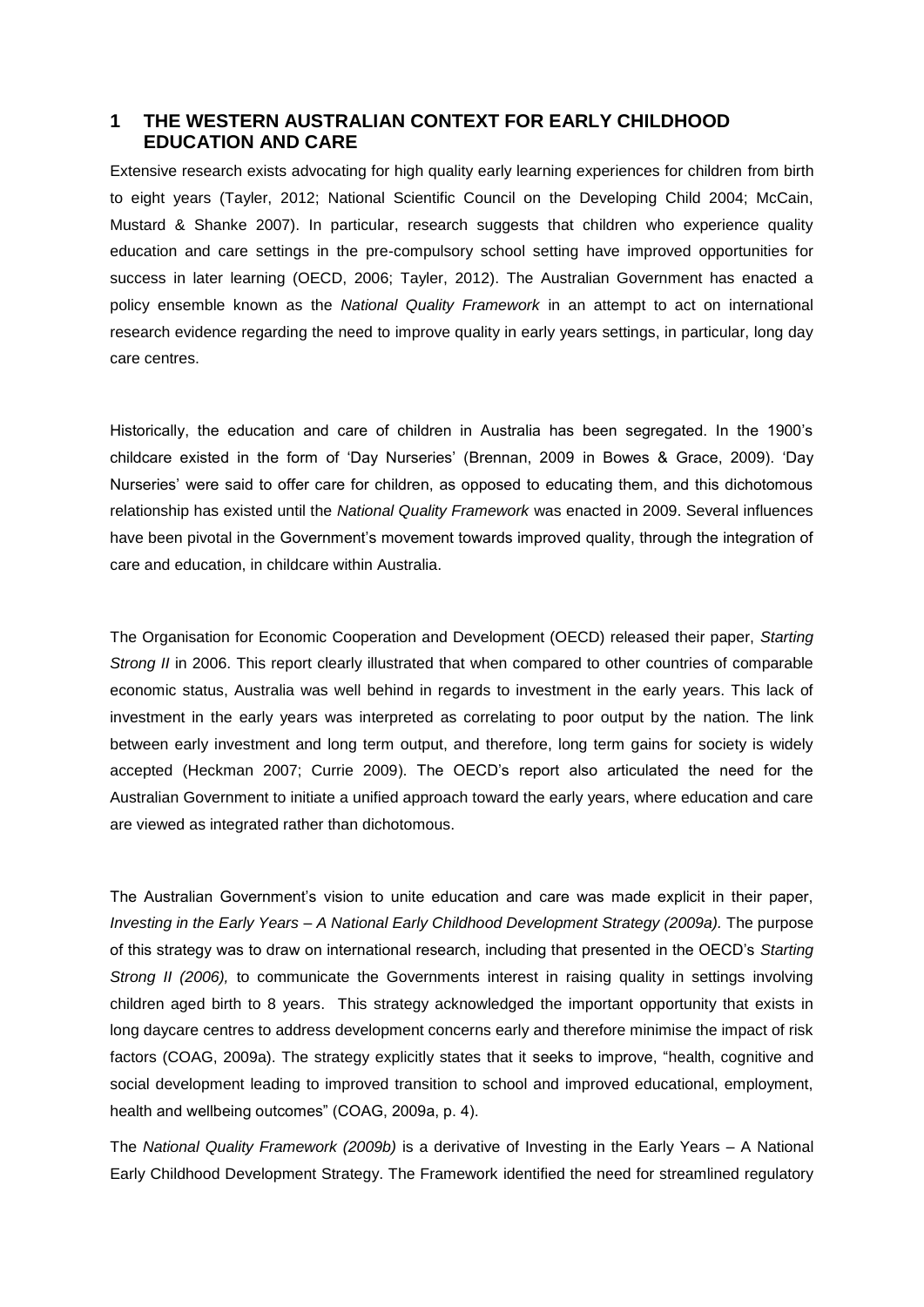# 1 THE WESTERN AUSTRALIAN CONTEXT FOR EARLY CHILDHOOD EDUCATION AND CARE

Extensive research exists advocating for high quality early learning experiences for children from birth to eight years (Tayler, 2012; National Scientific Council on the Developing Child 2004; McCain, Mustard & Shanke 2007). In particular, research suggests that children who experience quality education and care settings in the pre-compulsory school setting have improved opportunities for success in later learning (OECD, 2006; Tayler, 2012). The Australian Government has enacted a policy ensemble known as the *National Quality Framework* in an attempt to act on international research evidence regarding the need to improve quality in early years settings, in particular, long day care centres.

Historically, the education and care of children in Australia has been segregated. In the 1900's childcare existed in the form of 'Day Nurseries' (Brennan, 2009 in Bowes & Grace, 2009). 'Day Nurseries' were said to offer care for children, as opposed to educating them, and this dichotomous relationship has existed until the *National Quality Framework* was enacted in 2009. Several influences have been pivotal in the Government's movement towards improved quality, through the integration of care and education, in childcare within Australia.

The Organisation for Economic Cooperation and Development (OECD) released their paper, *Starting Strong II* in 2006. This report clearly illustrated that when compared to other countries of comparable economic status, Australia was well behind in regards to investment in the early years. This lack of investment in the early years was interpreted as correlating to poor output by the nation. The link between early investment and long term output, and therefore, long term gains for society is widely accepted (Heckman 2007; Currie 2009). The OECD's report also articulated the need for the Australian Government to initiate a unified approach toward the early years, where education and care are viewed as integrated rather than dichotomous.

The Australian Government's vision to unite education and care was made explicit in their paper, *Investing in the Early Years – A National Early Childhood Development Strategy (2009a).* The purpose of this strategy was to draw on international research, including that presented in the OECD's *Starting Strong II (2006),* to communicate the Governments interest in raising quality in settings involving children aged birth to 8 years. This strategy acknowledged the important opportunity that exists in long daycare centres to address development concerns early and therefore minimise the impact of risk factors (COAG, 2009a). The strategy explicitly states that it seeks to improve, "health, cognitive and social development leading to improved transition to school and improved educational, employment, health and wellbeing outcomes" (COAG, 2009a, p. 4).

The *National Quality Framework (2009b)* is a derivative of Investing in the Early Years – A National Early Childhood Development Strategy. The Framework identified the need for streamlined regulatory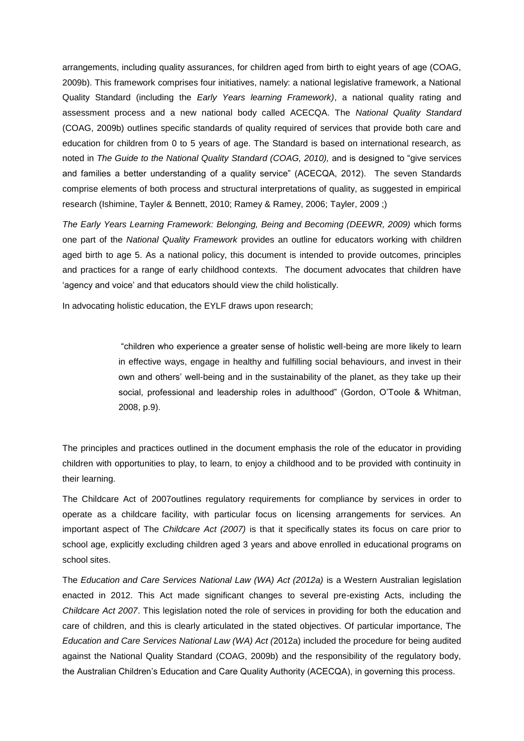arrangements, including quality assurances, for children aged from birth to eight years of age (COAG, 2009b). This framework comprises four initiatives, namely: a national legislative framework, a National Quality Standard (including the *Early Years learning Framework)*, a national quality rating and assessment process and a new national body called ACECQA. The *National Quality Standard* (COAG, 2009b) outlines specific standards of quality required of services that provide both care and education for children from 0 to 5 years of age. The Standard is based on international research, as noted in *The Guide to the National Quality Standard (COAG, 2010),* and is designed to "give services and families a better understanding of a quality service" (ACECQA, 2012). The seven Standards comprise elements of both process and structural interpretations of quality, as suggested in empirical research (Ishimine, Tayler & Bennett, 2010; Ramey & Ramey, 2006; Tayler, 2009 ;)

*The Early Years Learning Framework: Belonging, Being and Becoming (DEEWR, 2009)* which forms one part of the *National Quality Framework* provides an outline for educators working with children aged birth to age 5. As a national policy, this document is intended to provide outcomes, principles and practices for a range of early childhood contexts. The document advocates that children have 'agency and voice' and that educators should view the child holistically.

In advocating holistic education, the EYLF draws upon research;

> "children who experience a greater sense of holistic well-being are more likely to learn in effective ways, engage in healthy and fulfilling social behaviours, and invest in their own and others' well-being and in the sustainability of the planet, as they take up their social, professional and leadership roles in adulthood" (Gordon, O'Toole & Whitman, 2008, p.9).

The principles and practices outlined in the document emphasis the role of the educator in providing children with opportunities to play, to learn, to enjoy a childhood and to be provided with continuity in their learning.

The Childcare Act of 2007outlines regulatory requirements for compliance by services in order to operate as a childcare facility, with particular focus on licensing arrangements for services. An important aspect of The *Childcare Act (2007)* is that it specifically states its focus on care prior to school age, explicitly excluding children aged 3 years and above enrolled in educational programs on school sites.

The *Education and Care Services National Law (WA) Act (2012a)* is a Western Australian legislation enacted in 2012. This Act made significant changes to several pre-existing Acts, including the *Childcare Act 2007*. This legislation noted the role of services in providing for both the education and care of children, and this is clearly articulated in the stated objectives. Of particular importance, The *Education and Care Services National Law (WA) Act (*2012a) included the procedure for being audited against the National Quality Standard (COAG, 2009b) and the responsibility of the regulatory body, the Australian Children's Education and Care Quality Authority (ACECQA), in governing this process.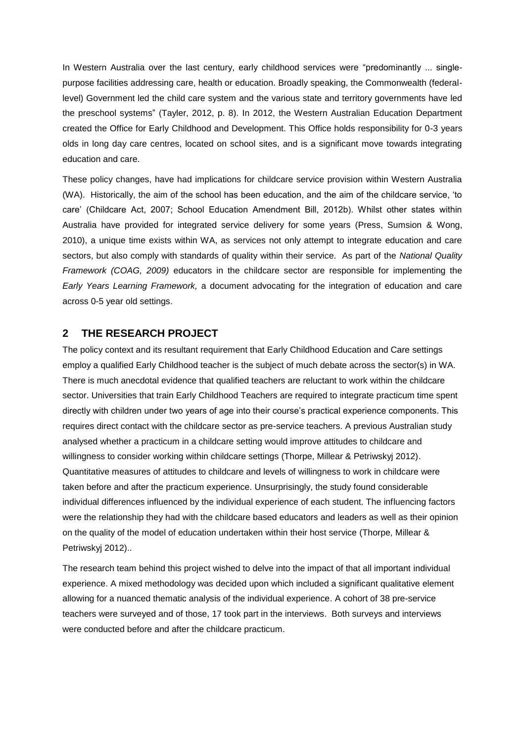In Western Australia over the last century, early childhood services were "predominantly ... single-purpose facilities addressing care, health or education. Broadly speaking, the Commonwealth (federal-level) Government led the child care system and the various state and territory governments have led the preschool systems" (Tayler, 2012, p. 8). In 2012, the Western Australian Education Department created the Office for Early Childhood and Development. This Office holds responsibility for 0-3 years olds in long day care centres, located on school sites, and is a significant move towards integrating education and care.

These policy changes, have had implications for childcare service provision within Western Australia (WA). Historically, the aim of the school has been education, and the aim of the childcare service, 'to care' (Childcare Act, 2007; School Education Amendment Bill, 2012b). Whilst other states within Australia have provided for integrated service delivery for some years (Press, Sumsion & Wong, 2010), a unique time exists within WA, as services not only attempt to integrate education and care sectors, but also comply with standards of quality within their service. As part of the *National Quality Framework (COAG, 2009)* educators in the childcare sector are responsible for implementing the *Early Years Learning Framework,* a document advocating for the integration of education and care across 0-5 year old settings.

## 2 THE RESEARCH PROJECT

The policy context and its resultant requirement that Early Childhood Education and Care settings employ a qualified Early Childhood teacher is the subject of much debate across the sector(s) in WA. There is much anecdotal evidence that qualified teachers are reluctant to work within the childcare sector. Universities that train Early Childhood Teachers are required to integrate practicum time spent directly with children under two years of age into their course's practical experience components. This requires direct contact with the childcare sector as pre-service teachers. A previous Australian study analysed whether a practicum in a childcare setting would improve attitudes to childcare and willingness to consider working within childcare settings (Thorpe, Millear & Petriwskyj 2012). Quantitative measures of attitudes to childcare and levels of willingness to work in childcare were taken before and after the practicum experience. Unsurprisingly, the study found considerable individual differences influenced by the individual experience of each student. The influencing factors were the relationship they had with the childcare based educators and leaders as well as their opinion on the quality of the model of education undertaken within their host service (Thorpe, Millear & Petriwskyj 2012)..

The research team behind this project wished to delve into the impact of that all important individual experience. A mixed methodology was decided upon which included a significant qualitative element allowing for a nuanced thematic analysis of the individual experience. A cohort of 38 pre-service teachers were surveyed and of those, 17 took part in the interviews. Both surveys and interviews were conducted before and after the childcare practicum.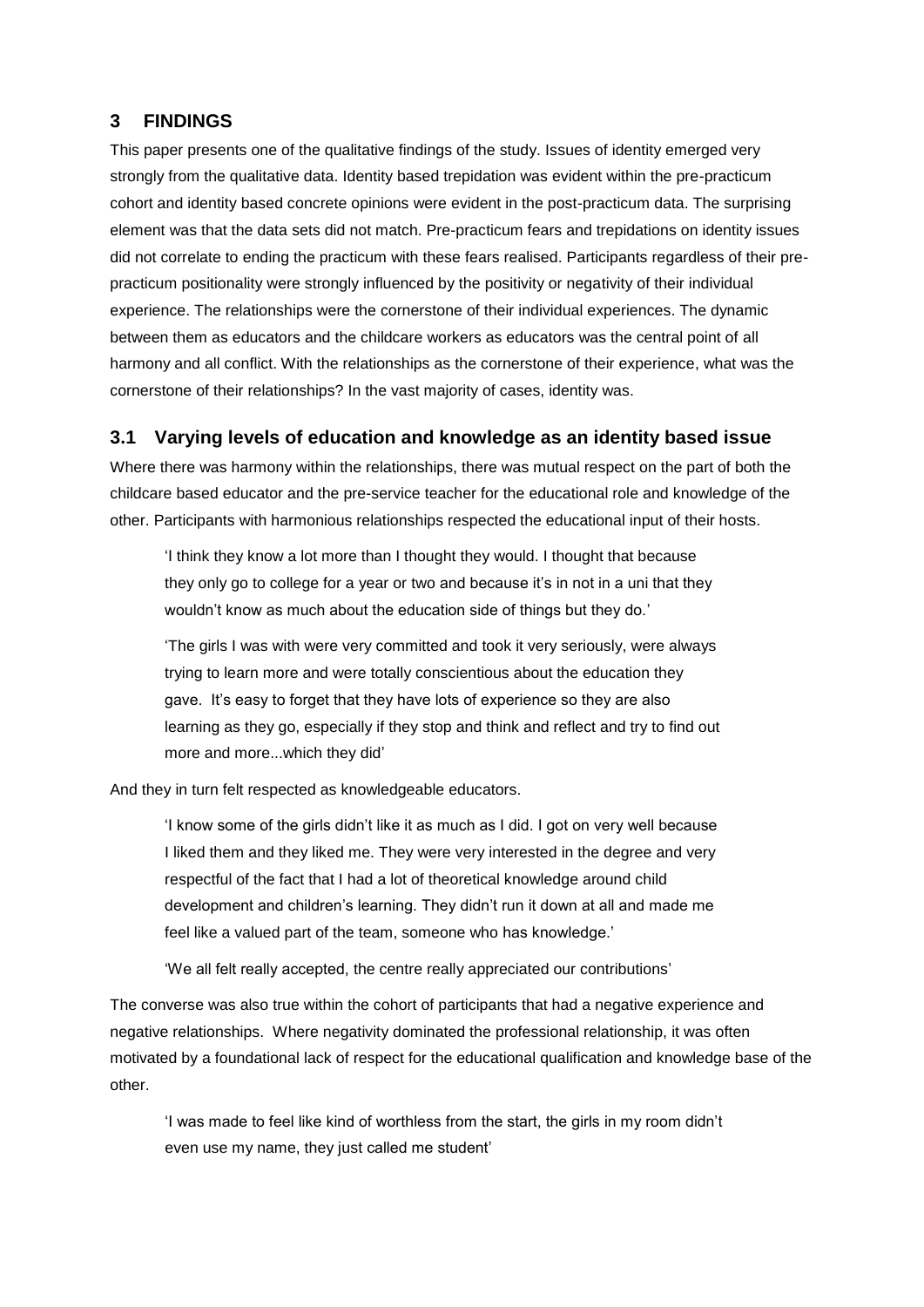## 3 FINDINGS

This paper presents one of the qualitative findings of the study. Issues of identity emerged very strongly from the qualitative data. Identity based trepidation was evident within the pre-practicum cohort and identity based concrete opinions were evident in the post-practicum data. The surprising element was that the data sets did not match. Pre-practicum fears and trepidations on identity issues did not correlate to ending the practicum with these fears realised. Participants regardless of their pre-practicum positionality were strongly influenced by the positivity or negativity of their individual experience. The relationships were the cornerstone of their individual experiences. The dynamic between them as educators and the childcare workers as educators was the central point of all harmony and all conflict. With the relationships as the cornerstone of their experience, what was the cornerstone of their relationships? In the vast majority of cases, identity was.

### 3.1 Varying levels of education and knowledge as an identity based issue

Where there was harmony within the relationships, there was mutual respect on the part of both the childcare based educator and the pre-service teacher for the educational role and knowledge of the other. Participants with harmonious relationships respected the educational input of their hosts.

> 'I think they know a lot more than I thought they would. I thought that because they only go to college for a year or two and because it's in not in a uni that they wouldn't know as much about the education side of things but they do.'
>
> 'The girls I was with were very committed and took it very seriously, were always trying to learn more and were totally conscientious about the education they gave. It's easy to forget that they have lots of experience so they are also learning as they go, especially if they stop and think and reflect and try to find out more and more...which they did'

And they in turn felt respected as knowledgeable educators.

> 'I know some of the girls didn't like it as much as I did. I got on very well because I liked them and they liked me. They were very interested in the degree and very respectful of the fact that I had a lot of theoretical knowledge around child development and children's learning. They didn't run it down at all and made me feel like a valued part of the team, someone who has knowledge.'
>
> 'We all felt really accepted, the centre really appreciated our contributions'

The converse was also true within the cohort of participants that had a negative experience and negative relationships. Where negativity dominated the professional relationship, it was often motivated by a foundational lack of respect for the educational qualification and knowledge base of the other.

> 'I was made to feel like kind of worthless from the start, the girls in my room didn't even use my name, they just called me student'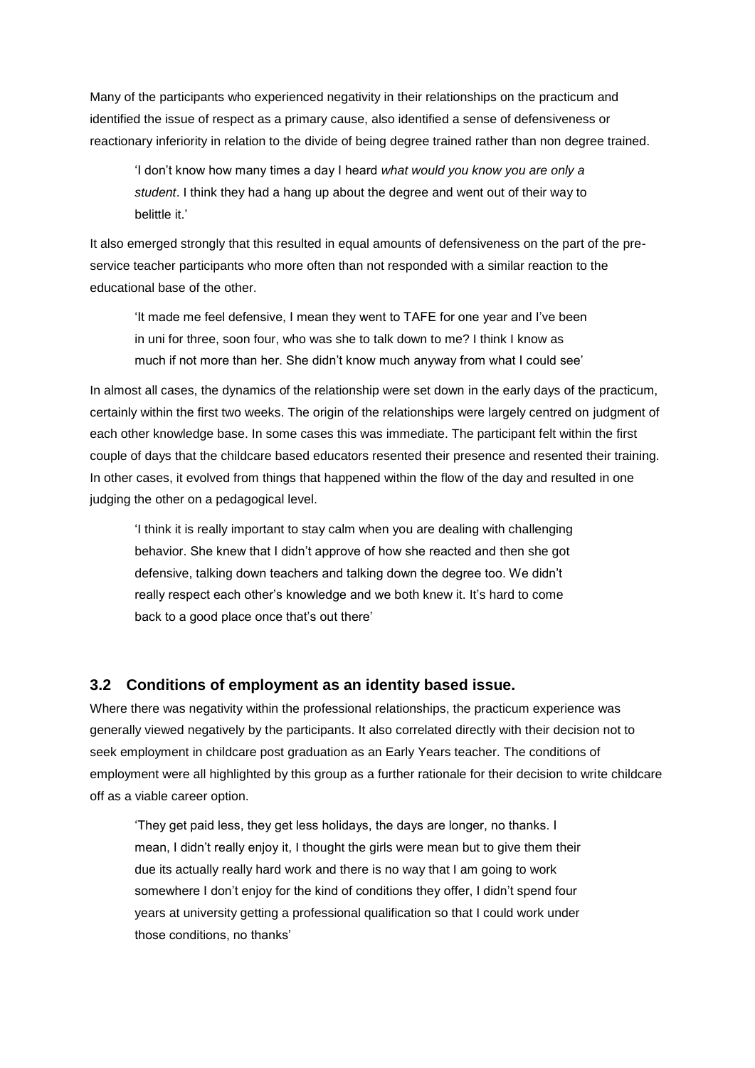Many of the participants who experienced negativity in their relationships on the practicum and identified the issue of respect as a primary cause, also identified a sense of defensiveness or reactionary inferiority in relation to the divide of being degree trained rather than non degree trained.

> 'I don't know how many times a day I heard *what would you know you are only a student*. I think they had a hang up about the degree and went out of their way to belittle it.'

It also emerged strongly that this resulted in equal amounts of defensiveness on the part of the pre-service teacher participants who more often than not responded with a similar reaction to the educational base of the other.

> 'It made me feel defensive, I mean they went to TAFE for one year and I've been in uni for three, soon four, who was she to talk down to me? I think I know as much if not more than her. She didn't know much anyway from what I could see'

In almost all cases, the dynamics of the relationship were set down in the early days of the practicum, certainly within the first two weeks. The origin of the relationships were largely centred on judgment of each other knowledge base. In some cases this was immediate. The participant felt within the first couple of days that the childcare based educators resented their presence and resented their training. In other cases, it evolved from things that happened within the flow of the day and resulted in one judging the other on a pedagogical level.

> 'I think it is really important to stay calm when you are dealing with challenging behavior. She knew that I didn't approve of how she reacted and then she got defensive, talking down teachers and talking down the degree too. We didn't really respect each other's knowledge and we both knew it. It's hard to come back to a good place once that's out there'

### 3.2 Conditions of employment as an identity based issue.

Where there was negativity within the professional relationships, the practicum experience was generally viewed negatively by the participants. It also correlated directly with their decision not to seek employment in childcare post graduation as an Early Years teacher. The conditions of employment were all highlighted by this group as a further rationale for their decision to write childcare off as a viable career option.

> 'They get paid less, they get less holidays, the days are longer, no thanks. I mean, I didn't really enjoy it, I thought the girls were mean but to give them their due its actually really hard work and there is no way that I am going to work somewhere I don't enjoy for the kind of conditions they offer, I didn't spend four years at university getting a professional qualification so that I could work under those conditions, no thanks'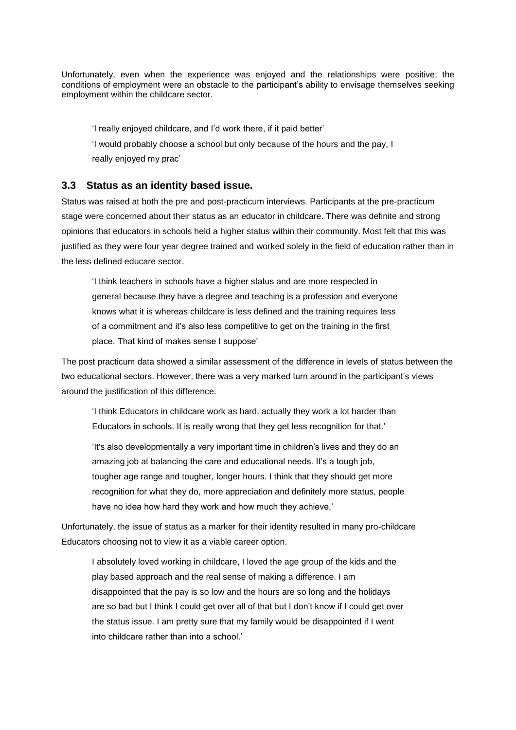Unfortunately, even when the experience was enjoyed and the relationships were positive; the conditions of employment were an obstacle to the participant's ability to envisage themselves seeking employment within the childcare sector.

> 'I really enjoyed childcare, and I'd work there, if it paid better'
>
> 'I would probably choose a school but only because of the hours and the pay, I really enjoyed my prac'

## 3.3 Status as an identity based issue.

Status was raised at both the pre and post-practicum interviews. Participants at the pre-practicum stage were concerned about their status as an educator in childcare. There was definite and strong opinions that educators in schools held a higher status within their community. Most felt that this was justified as they were four year degree trained and worked solely in the field of education rather than in the less defined educare sector.

> 'I think teachers in schools have a higher status and are more respected in general because they have a degree and teaching is a profession and everyone knows what it is whereas childcare is less defined and the training requires less of a commitment and it's also less competitive to get on the training in the first place. That kind of makes sense I suppose'

The post practicum data showed a similar assessment of the difference in levels of status between the two educational sectors. However, there was a very marked turn around in the participant's views around the justification of this difference.

> 'I think Educators in childcare work as hard, actually they work a lot harder than Educators in schools. It is really wrong that they get less recognition for that.'
>
> 'It's also developmentally a very important time in children's lives and they do an amazing job at balancing the care and educational needs. It's a tough job, tougher age range and tougher, longer hours. I think that they should get more recognition for what they do, more appreciation and definitely more status, people have no idea how hard they work and how much they achieve,'

Unfortunately, the issue of status as a marker for their identity resulted in many pro-childcare Educators choosing not to view it as a viable career option.

> I absolutely loved working in childcare, I loved the age group of the kids and the play based approach and the real sense of making a difference. I am disappointed that the pay is so low and the hours are so long and the holidays are so bad but I think I could get over all of that but I don't know if I could get over the status issue. I am pretty sure that my family would be disappointed if I went into childcare rather than into a school.'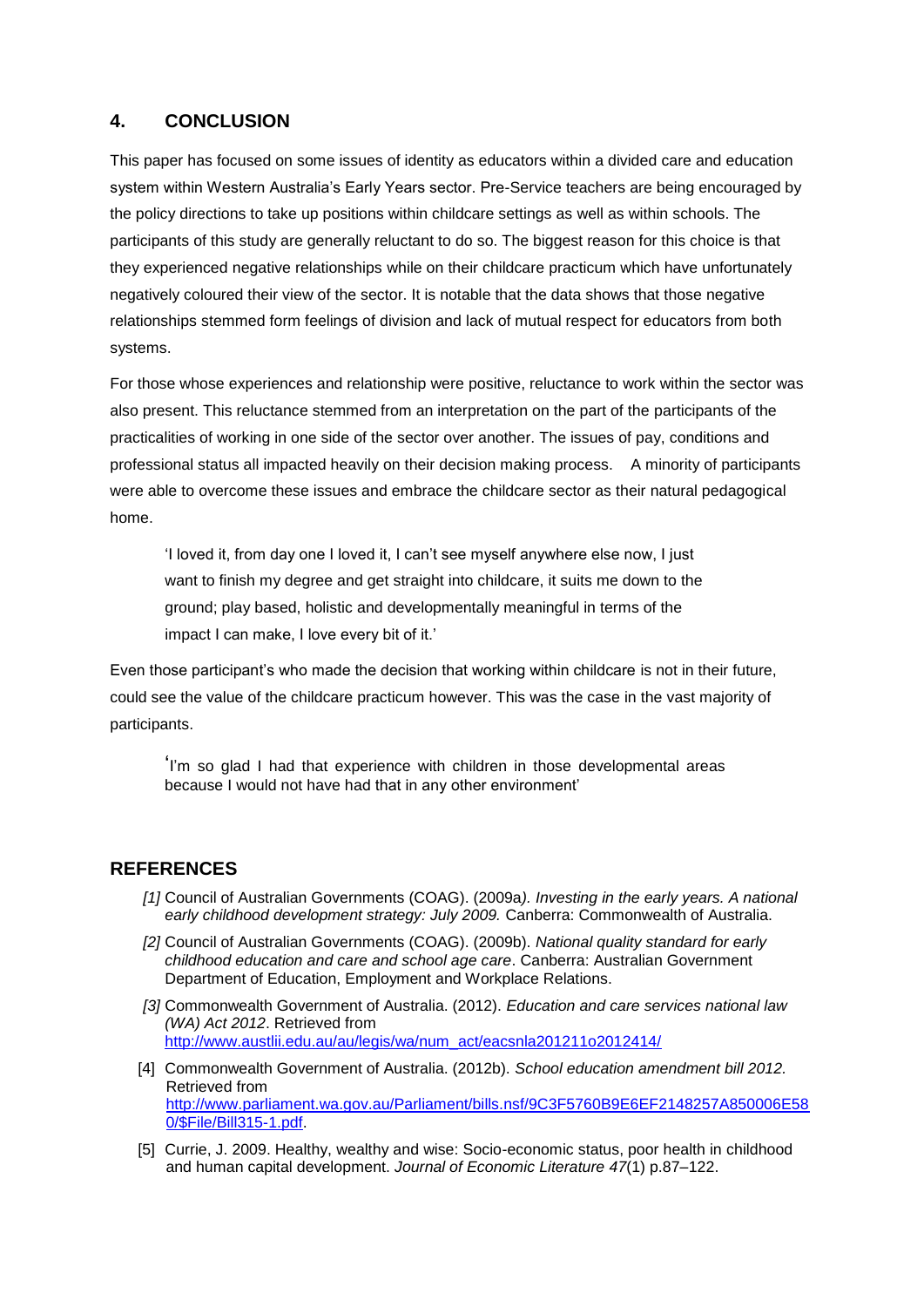## 4. CONCLUSION

This paper has focused on some issues of identity as educators within a divided care and education system within Western Australia's Early Years sector. Pre-Service teachers are being encouraged by the policy directions to take up positions within childcare settings as well as within schools. The participants of this study are generally reluctant to do so. The biggest reason for this choice is that they experienced negative relationships while on their childcare practicum which have unfortunately negatively coloured their view of the sector. It is notable that the data shows that those negative relationships stemmed form feelings of division and lack of mutual respect for educators from both systems.

For those whose experiences and relationship were positive, reluctance to work within the sector was also present. This reluctance stemmed from an interpretation on the part of the participants of the practicalities of working in one side of the sector over another. The issues of pay, conditions and professional status all impacted heavily on their decision making process. A minority of participants were able to overcome these issues and embrace the childcare sector as their natural pedagogical home.

> 'I loved it, from day one I loved it, I can't see myself anywhere else now, I just want to finish my degree and get straight into childcare, it suits me down to the ground; play based, holistic and developmentally meaningful in terms of the impact I can make, I love every bit of it.'

Even those participant's who made the decision that working within childcare is not in their future, could see the value of the childcare practicum however. This was the case in the vast majority of participants.

> 'I'm so glad I had that experience with children in those developmental areas because I would not have had that in any other environment'

## REFERENCES

[1] Council of Australian Governments (COAG). (2009a*). Investing in the early years. A national early childhood development strategy: July 2009.* Canberra: Commonwealth of Australia.

[2] Council of Australian Governments (COAG). (2009b). *National quality standard for early childhood education and care and school age care*. Canberra: Australian Government Department of Education, Employment and Workplace Relations.

[3] Commonwealth Government of Australia. (2012). *Education and care services national law (WA) Act 2012*. Retrieved from http://www.austlii.edu.au/au/legis/wa/num_act/eacsnla201211o2012414/

[4] Commonwealth Government of Australia. (2012b). *School education amendment bill 2012.* Retrieved from http://www.parliament.wa.gov.au/Parliament/bills.nsf/9C3F5760B9E6EF2148257A850006E580/$File/Bill315-1.pdf.

[5] Currie, J. 2009. Healthy, wealthy and wise: Socio-economic status, poor health in childhood and human capital development. *Journal of Economic Literature 47*(1) p.87–122.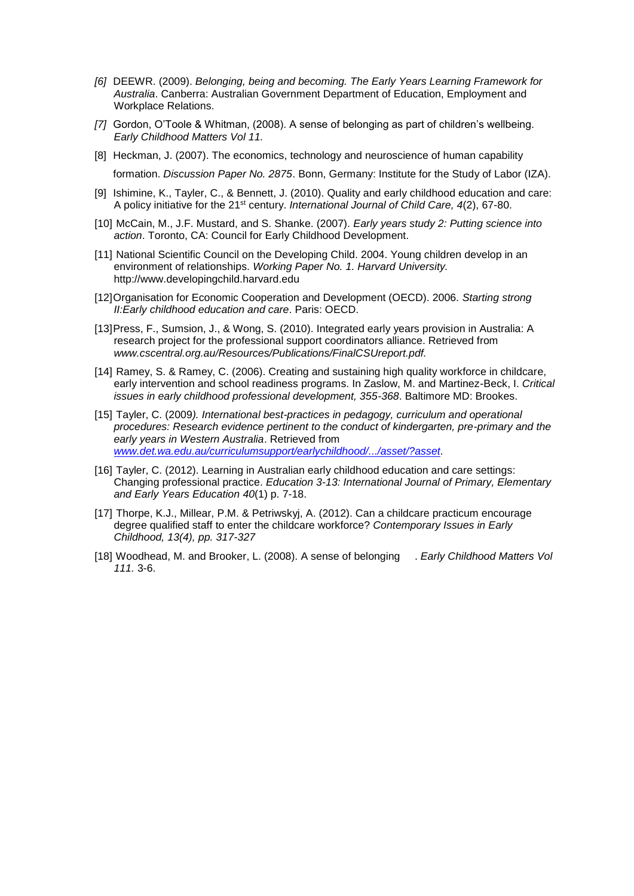*[6]* DEEWR. (2009). *Belonging, being and becoming. The Early Years Learning Framework for Australia*. Canberra: Australian Government Department of Education, Employment and Workplace Relations.

*[7]* Gordon, O'Toole & Whitman, (2008). A sense of belonging as part of children's wellbeing. *Early Childhood Matters Vol 11.*

[8] Heckman, J. (2007). The economics, technology and neuroscience of human capability formation. *Discussion Paper No. 2875*. Bonn, Germany: Institute for the Study of Labor (IZA).

[9] Ishimine, K., Tayler, C., & Bennett, J. (2010). Quality and early childhood education and care: A policy initiative for the 21st century. *International Journal of Child Care, 4*(2), 67-80.

[10] McCain, M., J.F. Mustard, and S. Shanke. (2007). *Early years study 2: Putting science into action*. Toronto, CA: Council for Early Childhood Development.

[11] National Scientific Council on the Developing Child. 2004. Young children develop in an environment of relationships. *Working Paper No. 1. Harvard University.* http://www.developingchild.harvard.edu

[12] Organisation for Economic Cooperation and Development (OECD). 2006. *Starting strong II:Early childhood education and care*. Paris: OECD.

[13] Press, F., Sumsion, J., & Wong, S. (2010). Integrated early years provision in Australia: A research project for the professional support coordinators alliance. Retrieved from *www.cscentral.org.au/Resources/Publications/FinalCSUreport.pdf.*

[14] Ramey, S. & Ramey, C. (2006). Creating and sustaining high quality workforce in childcare, early intervention and school readiness programs. In Zaslow, M. and Martinez-Beck, I. *Critical issues in early childhood professional development, 355-368*. Baltimore MD: Brookes.

[15] Tayler, C. (2009*). International best-practices in pedagogy, curriculum and operational procedures: Research evidence pertinent to the conduct of kindergarten, pre-primary and the early years in Western Australia*. Retrieved from *www.det.wa.edu.au/curriculumsupport/earlychildhood/.../asset/?asset*.

[16] Tayler, C. (2012). Learning in Australian early childhood education and care settings: Changing professional practice. *Education 3-13: International Journal of Primary, Elementary and Early Years Education 40*(1) p. 7-18.

[17] Thorpe, K.J., Millear, P.M. & Petriwskyj, A. (2012). Can a childcare practicum encourage degree qualified staff to enter the childcare workforce? *Contemporary Issues in Early Childhood, 13(4), pp. 317-327*

[18] Woodhead, M. and Brooker, L. (2008). A sense of belonging . *Early Childhood Matters Vol 111.* 3-6.